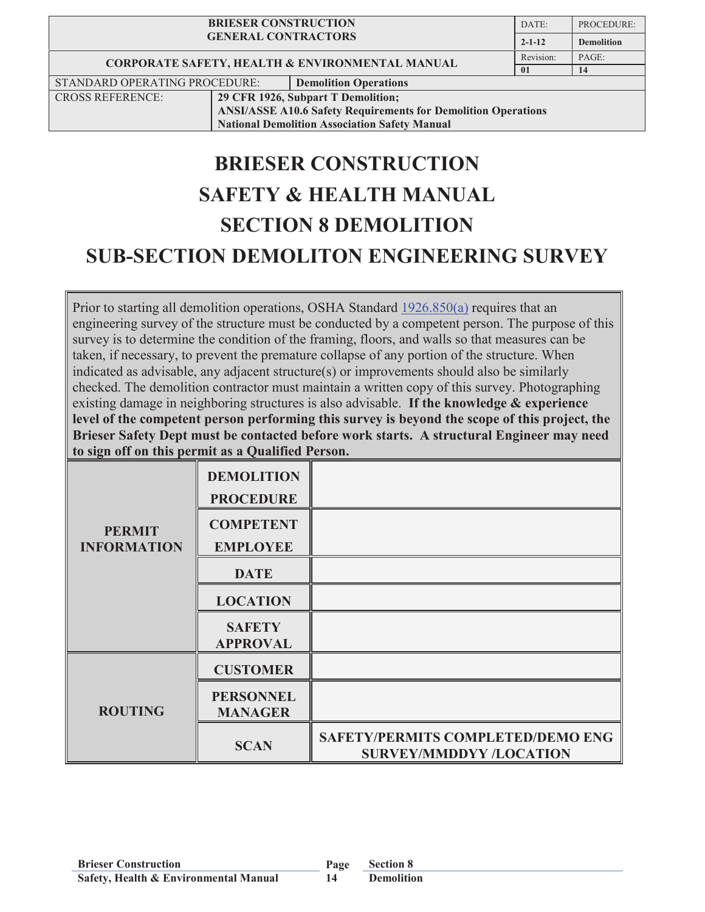| BRIESER CONSTRUCTION GENERAL CONTRACTORS | | DATE: | PROCEDURE: |
|---|---|---|---|
| | | 2-1-12 | Demolition |
| CORPORATE SAFETY, HEALTH & ENVIRONMENTAL MANUAL | | Revision: | PAGE: |
| | | 01 | 14 |
| STANDARD OPERATING PROCEDURE: | Demolition Operations | | |
| CROSS REFERENCE: | 29 CFR 1926, Subpart T Demolition; ANSI/ASSE A10.6 Safety Requirements for Demolition Operations National Demolition Association Safety Manual | | |

# BRIESER CONSTRUCTION
# SAFETY & HEALTH MANUAL
# SECTION 8 DEMOLITION
# SUB-SECTION DEMOLITON ENGINEERING SURVEY

Prior to starting all demolition operations, OSHA Standard 1926.850(a) requires that an engineering survey of the structure must be conducted by a competent person. The purpose of this survey is to determine the condition of the framing, floors, and walls so that measures can be taken, if necessary, to prevent the premature collapse of any portion of the structure. When indicated as advisable, any adjacent structure(s) or improvements should also be similarly checked. The demolition contractor must maintain a written copy of this survey. Photographing existing damage in neighboring structures is also advisable. **If the knowledge & experience level of the competent person performing this survey is beyond the scope of this project, the Brieser Safety Dept must be contacted before work starts. A structural Engineer may need to sign off on this permit as a Qualified Person.**

| | | |
|---|---|---|
| **PERMIT INFORMATION** | **DEMOLITION PROCEDURE** | |
| | **COMPETENT EMPLOYEE** | |
| | **DATE** | |
| | **LOCATION** | |
| | **SAFETY APPROVAL** | |
| **ROUTING** | **CUSTOMER** | |
| | **PERSONNEL MANAGER** | |
| | **SCAN** | **SAFETY/PERMITS COMPLETED/DEMO ENG SURVEY/MMDDYY /LOCATION** |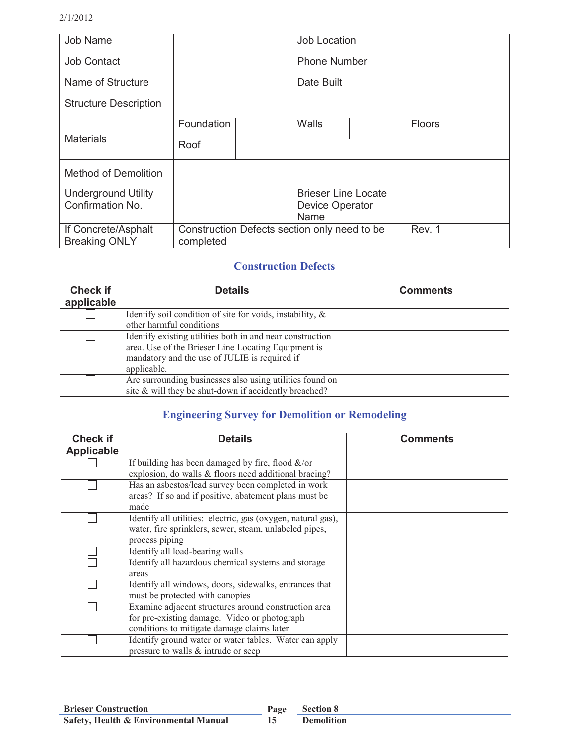| Job Name | | | Job Location | | | |
|---|---|---|---|---|---|---|
| Job Contact | | | Phone Number | | | |
| Name of Structure | | | Date Built | | | |
| Structure Description | | | | | | |
| Materials | Foundation | | Walls | | Floors | |
| | Roof | | | | | |
| Method of Demolition | | | | | | |
| Underground Utility Confirmation No. | | | Brieser Line Locate Device Operator Name | | | |
| If Concrete/Asphalt Breaking ONLY | Construction Defects section only need to be completed | | | Rev. 1 | | |

## Construction Defects

| Check if applicable | Details | Comments |
|---|---|---|
| ☐ | Identify soil condition of site for voids, instability, & other harmful conditions | |
| ☐ | Identify existing utilities both in and near construction area. Use of the Brieser Line Locating Equipment is mandatory and the use of JULIE is required if applicable. | |
| ☐ | Are surrounding businesses also using utilities found on site & will they be shut-down if accidently breached? | |

## Engineering Survey for Demolition or Remodeling

| Check if Applicable | Details | Comments |
|---|---|---|
| ☐ | If building has been damaged by fire, flood &/or explosion, do walls & floors need additional bracing? | |
| ☐ | Has an asbestos/lead survey been completed in work areas? If so and if positive, abatement plans must be made | |
| ☐ | Identify all utilities: electric, gas (oxygen, natural gas), water, fire sprinklers, sewer, steam, unlabeled pipes, process piping | |
| ☐ | Identify all load-bearing walls | |
| ☐ | Identify all hazardous chemical systems and storage areas | |
| ☐ | Identify all windows, doors, sidewalks, entrances that must be protected with canopies | |
| ☐ | Examine adjacent structures around construction area for pre-existing damage. Video or photograph conditions to mitigate damage claims later | |
| ☐ | Identify ground water or water tables. Water can apply pressure to walls & intrude or seep | |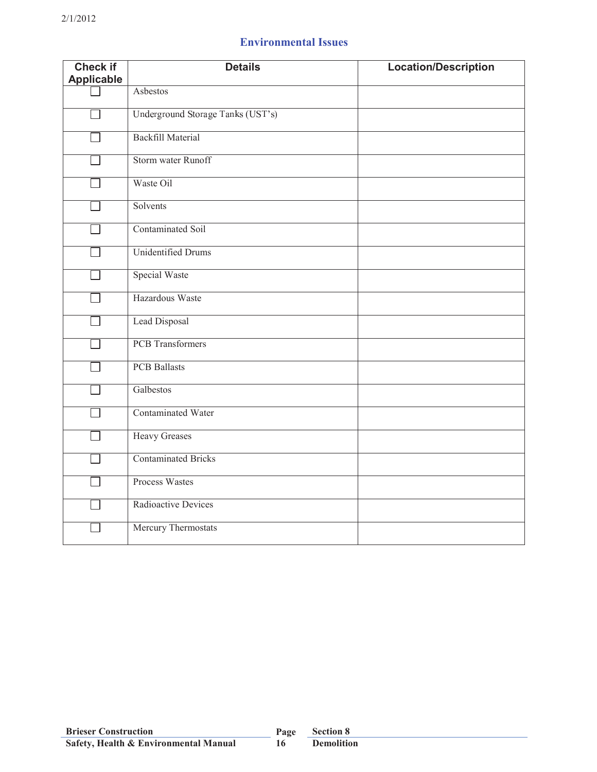## Environmental Issues

| Check if Applicable | Details | Location/Description |
|---|---|---|
| ☐ | Asbestos | |
| ☐ | Underground Storage Tanks (UST's) | |
| ☐ | Backfill Material | |
| ☐ | Storm water Runoff | |
| ☐ | Waste Oil | |
| ☐ | Solvents | |
| ☐ | Contaminated Soil | |
| ☐ | Unidentified Drums | |
| ☐ | Special Waste | |
| ☐ | Hazardous Waste | |
| ☐ | Lead Disposal | |
| ☐ | PCB Transformers | |
| ☐ | PCB Ballasts | |
| ☐ | Galbestos | |
| ☐ | Contaminated Water | |
| ☐ | Heavy Greases | |
| ☐ | Contaminated Bricks | |
| ☐ | Process Wastes | |
| ☐ | Radioactive Devices | |
| ☐ | Mercury Thermostats | |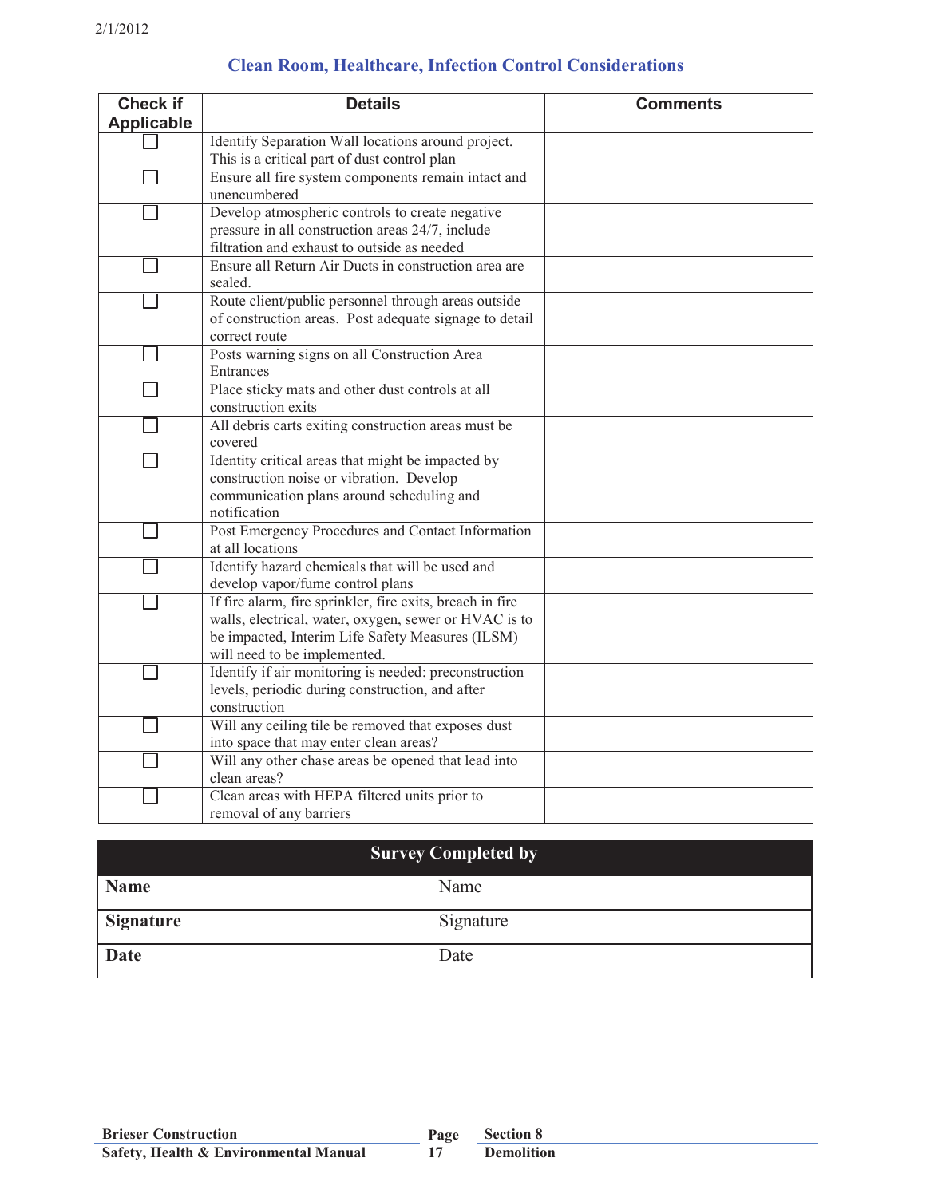## Clean Room, Healthcare, Infection Control Considerations

| Check if Applicable | Details | Comments |
|---|---|---|
| ☐ | Identify Separation Wall locations around project. This is a critical part of dust control plan | |
| ☐ | Ensure all fire system components remain intact and unencumbered | |
| ☐ | Develop atmospheric controls to create negative pressure in all construction areas 24/7, include filtration and exhaust to outside as needed | |
| ☐ | Ensure all Return Air Ducts in construction area are sealed. | |
| ☐ | Route client/public personnel through areas outside of construction areas. Post adequate signage to detail correct route | |
| ☐ | Posts warning signs on all Construction Area Entrances | |
| ☐ | Place sticky mats and other dust controls at all construction exits | |
| ☐ | All debris carts exiting construction areas must be covered | |
| ☐ | Identity critical areas that might be impacted by construction noise or vibration. Develop communication plans around scheduling and notification | |
| ☐ | Post Emergency Procedures and Contact Information at all locations | |
| ☐ | Identify hazard chemicals that will be used and develop vapor/fume control plans | |
| ☐ | If fire alarm, fire sprinkler, fire exits, breach in fire walls, electrical, water, oxygen, sewer or HVAC is to be impacted, Interim Life Safety Measures (ILSM) will need to be implemented. | |
| ☐ | Identify if air monitoring is needed: preconstruction levels, periodic during construction, and after construction | |
| ☐ | Will any ceiling tile be removed that exposes dust into space that may enter clean areas? | |
| ☐ | Will any other chase areas be opened that lead into clean areas? | |
| ☐ | Clean areas with HEPA filtered units prior to removal of any barriers | |

| Survey Completed by | |
|---|---|
| **Name** | Name |
| **Signature** | Signature |
| **Date** | Date |